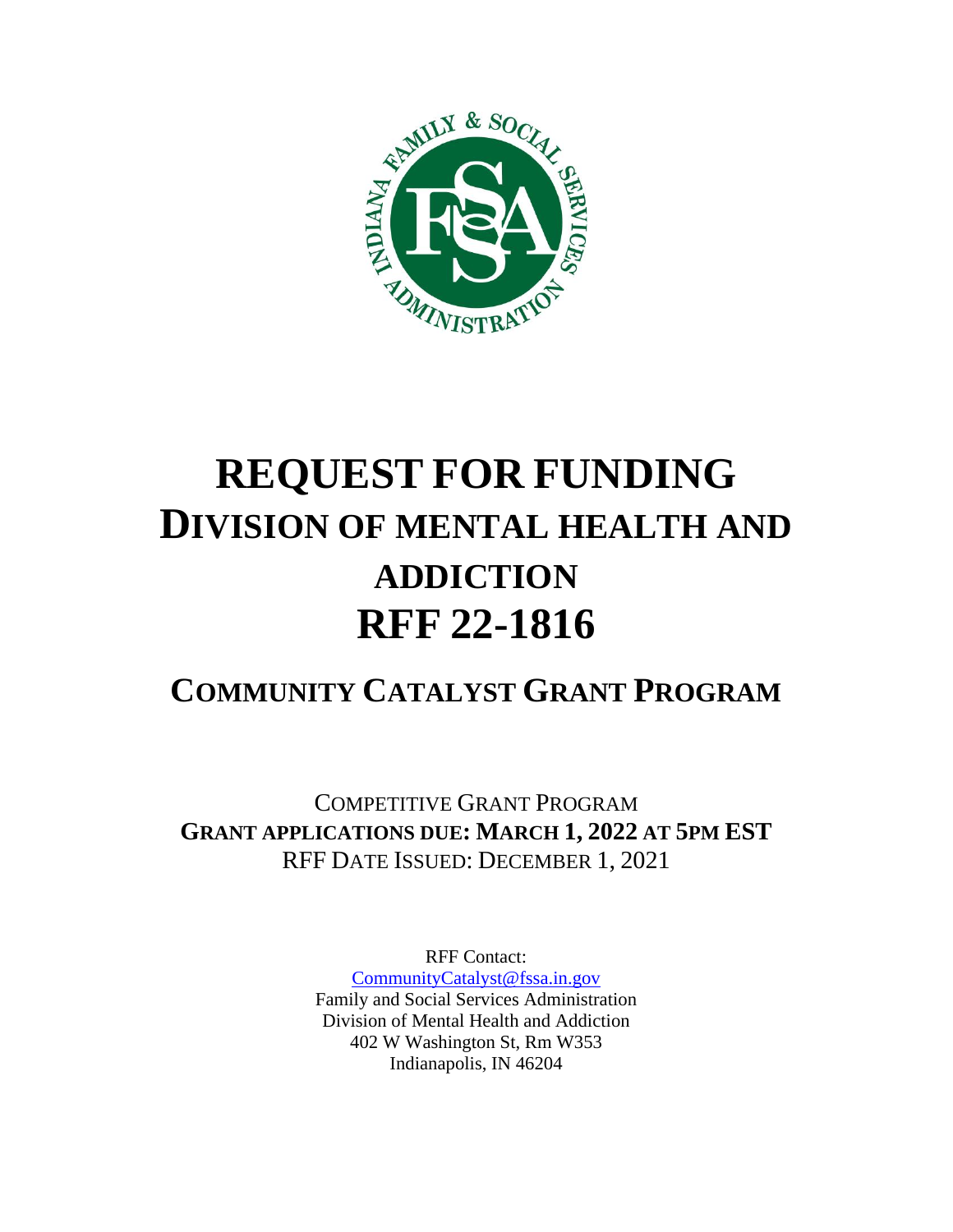# REQUEST FOR FUNDING

# DIVISION OF MENTAL HEALTH AND ADDICTION

# RFF 22-1816

## COMMUNITY CATALYST GRANT PROGRAM

COMPETITIVE GRANT PROGRAM

**GRANT APPLICATIONS DUE: MARCH 1, 2022 AT 5PM EST**

RFF DATE ISSUED: DECEMBER 1, 2021

RFF Contact:
CommunityCatalyst@fssa.in.gov
Family and Social Services Administration
Division of Mental Health and Addiction
402 W Washington St, Rm W353
Indianapolis, IN 46204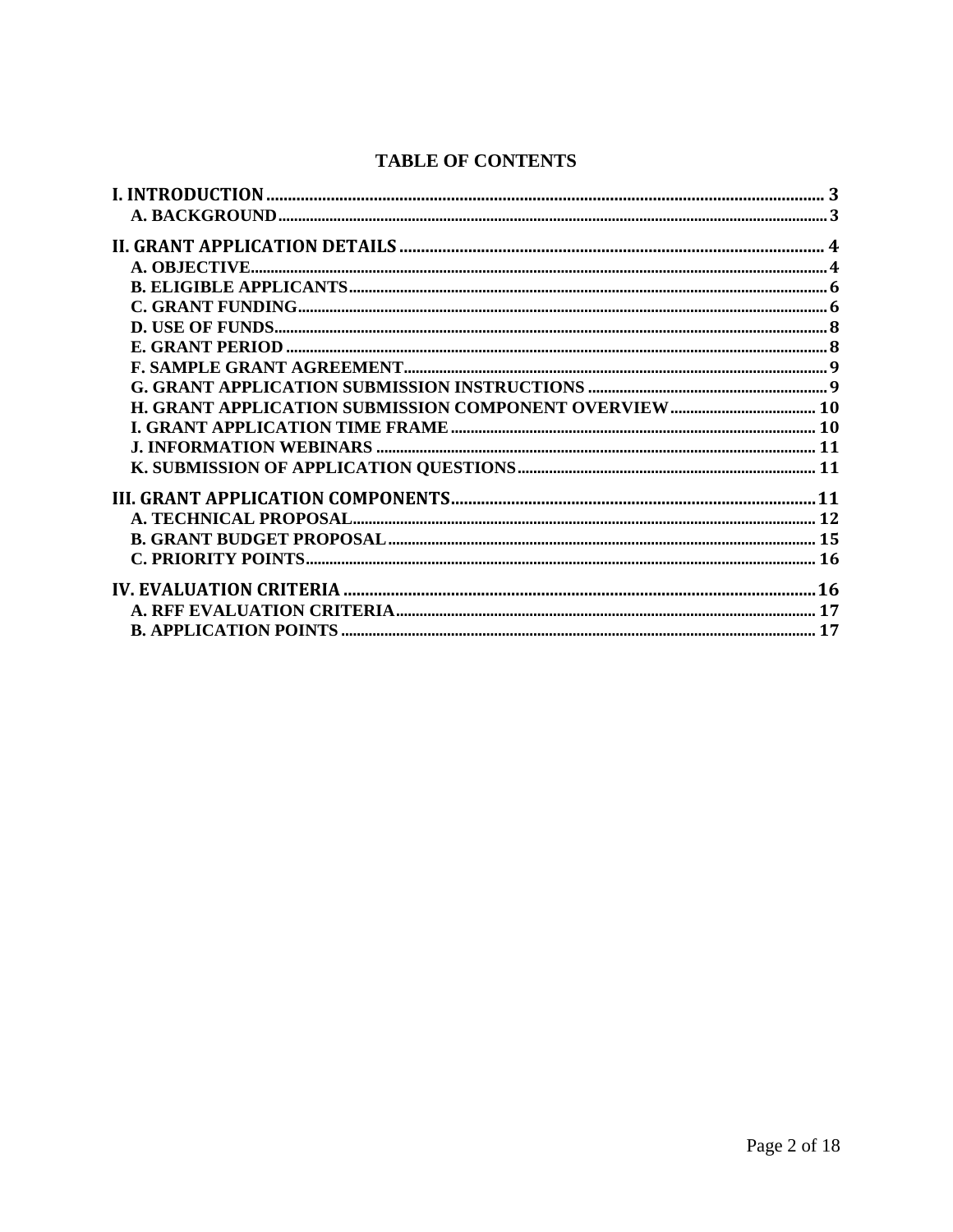# TABLE OF CONTENTS

**I. INTRODUCTION** .......... 3
- **A. BACKGROUND** .......... 3

**II. GRANT APPLICATION DETAILS** .......... 4
- **A. OBJECTIVE** .......... 4
- **B. ELIGIBLE APPLICANTS** .......... 6
- **C. GRANT FUNDING** .......... 6
- **D. USE OF FUNDS** .......... 8
- **E. GRANT PERIOD** .......... 8
- **F. SAMPLE GRANT AGREEMENT** .......... 9
- **G. GRANT APPLICATION SUBMISSION INSTRUCTIONS** .......... 9
- **H. GRANT APPLICATION SUBMISSION COMPONENT OVERVIEW** .......... 10
- **I. GRANT APPLICATION TIME FRAME** .......... 10
- **J. INFORMATION WEBINARS** .......... 11
- **K. SUBMISSION OF APPLICATION QUESTIONS** .......... 11

**III. GRANT APPLICATION COMPONENTS** .......... 11
- **A. TECHNICAL PROPOSAL** .......... 12
- **B. GRANT BUDGET PROPOSAL** .......... 15
- **C. PRIORITY POINTS** .......... 16

**IV. EVALUATION CRITERIA** .......... 16
- **A. RFF EVALUATION CRITERIA** .......... 17
- **B. APPLICATION POINTS** .......... 17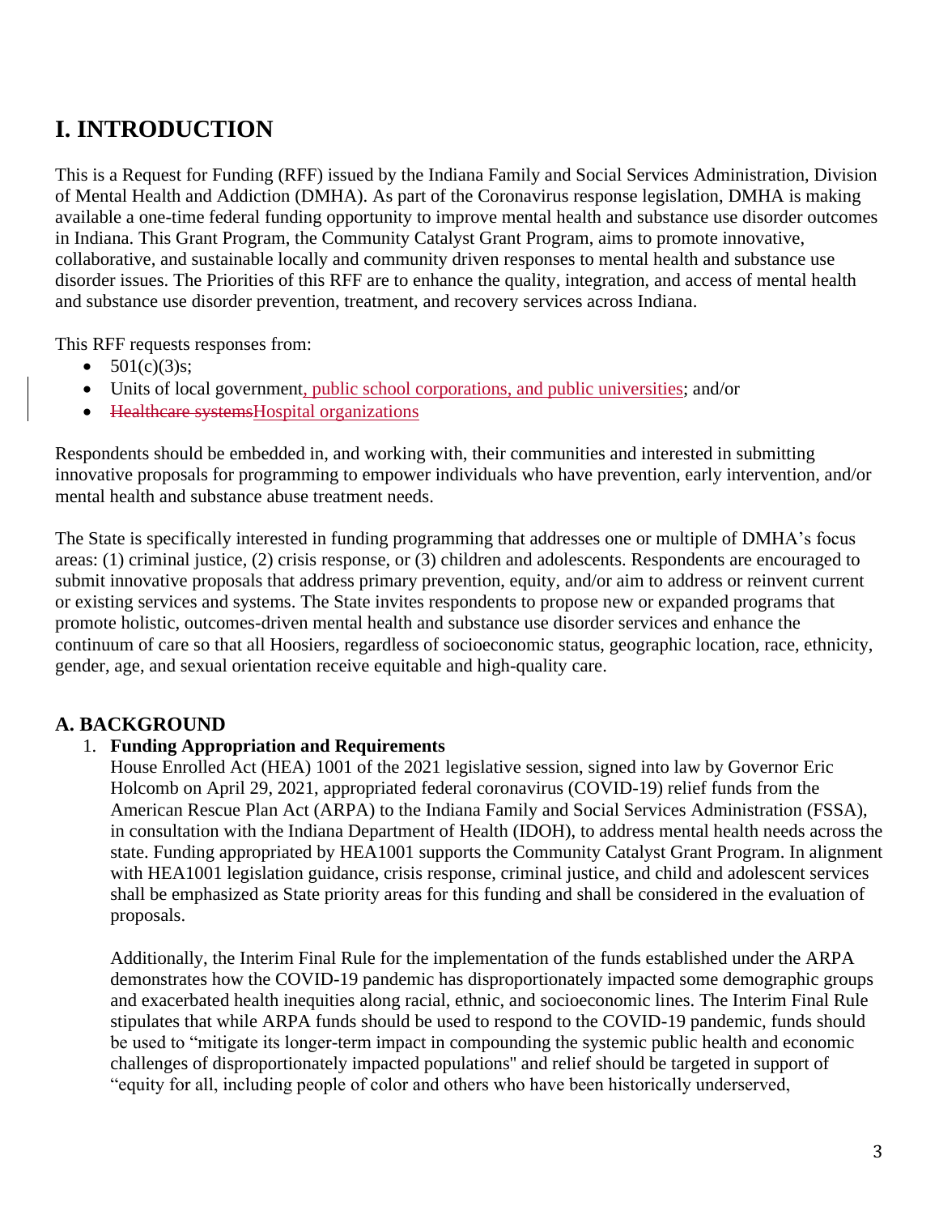# I. INTRODUCTION

This is a Request for Funding (RFF) issued by the Indiana Family and Social Services Administration, Division of Mental Health and Addiction (DMHA). As part of the Coronavirus response legislation, DMHA is making available a one-time federal funding opportunity to improve mental health and substance use disorder outcomes in Indiana. This Grant Program, the Community Catalyst Grant Program, aims to promote innovative, collaborative, and sustainable locally and community driven responses to mental health and substance use disorder issues. The Priorities of this RFF are to enhance the quality, integration, and access of mental health and substance use disorder prevention, treatment, and recovery services across Indiana.

This RFF requests responses from:

- 501(c)(3)s;
- Units of local government, public school corporations, and public universities; and/or
- ~~Healthcare systems~~Hospital organizations

Respondents should be embedded in, and working with, their communities and interested in submitting innovative proposals for programming to empower individuals who have prevention, early intervention, and/or mental health and substance abuse treatment needs.

The State is specifically interested in funding programming that addresses one or multiple of DMHA's focus areas: (1) criminal justice, (2) crisis response, or (3) children and adolescents. Respondents are encouraged to submit innovative proposals that address primary prevention, equity, and/or aim to address or reinvent current or existing services and systems. The State invites respondents to propose new or expanded programs that promote holistic, outcomes-driven mental health and substance use disorder services and enhance the continuum of care so that all Hoosiers, regardless of socioeconomic status, geographic location, race, ethnicity, gender, age, and sexual orientation receive equitable and high-quality care.

## A. BACKGROUND

1. **Funding Appropriation and Requirements**

   House Enrolled Act (HEA) 1001 of the 2021 legislative session, signed into law by Governor Eric Holcomb on April 29, 2021, appropriated federal coronavirus (COVID-19) relief funds from the American Rescue Plan Act (ARPA) to the Indiana Family and Social Services Administration (FSSA), in consultation with the Indiana Department of Health (IDOH), to address mental health needs across the state. Funding appropriated by HEA1001 supports the Community Catalyst Grant Program. In alignment with HEA1001 legislation guidance, crisis response, criminal justice, and child and adolescent services shall be emphasized as State priority areas for this funding and shall be considered in the evaluation of proposals.

   Additionally, the Interim Final Rule for the implementation of the funds established under the ARPA demonstrates how the COVID-19 pandemic has disproportionately impacted some demographic groups and exacerbated health inequities along racial, ethnic, and socioeconomic lines. The Interim Final Rule stipulates that while ARPA funds should be used to respond to the COVID-19 pandemic, funds should be used to "mitigate its longer-term impact in compounding the systemic public health and economic challenges of disproportionately impacted populations" and relief should be targeted in support of "equity for all, including people of color and others who have been historically underserved,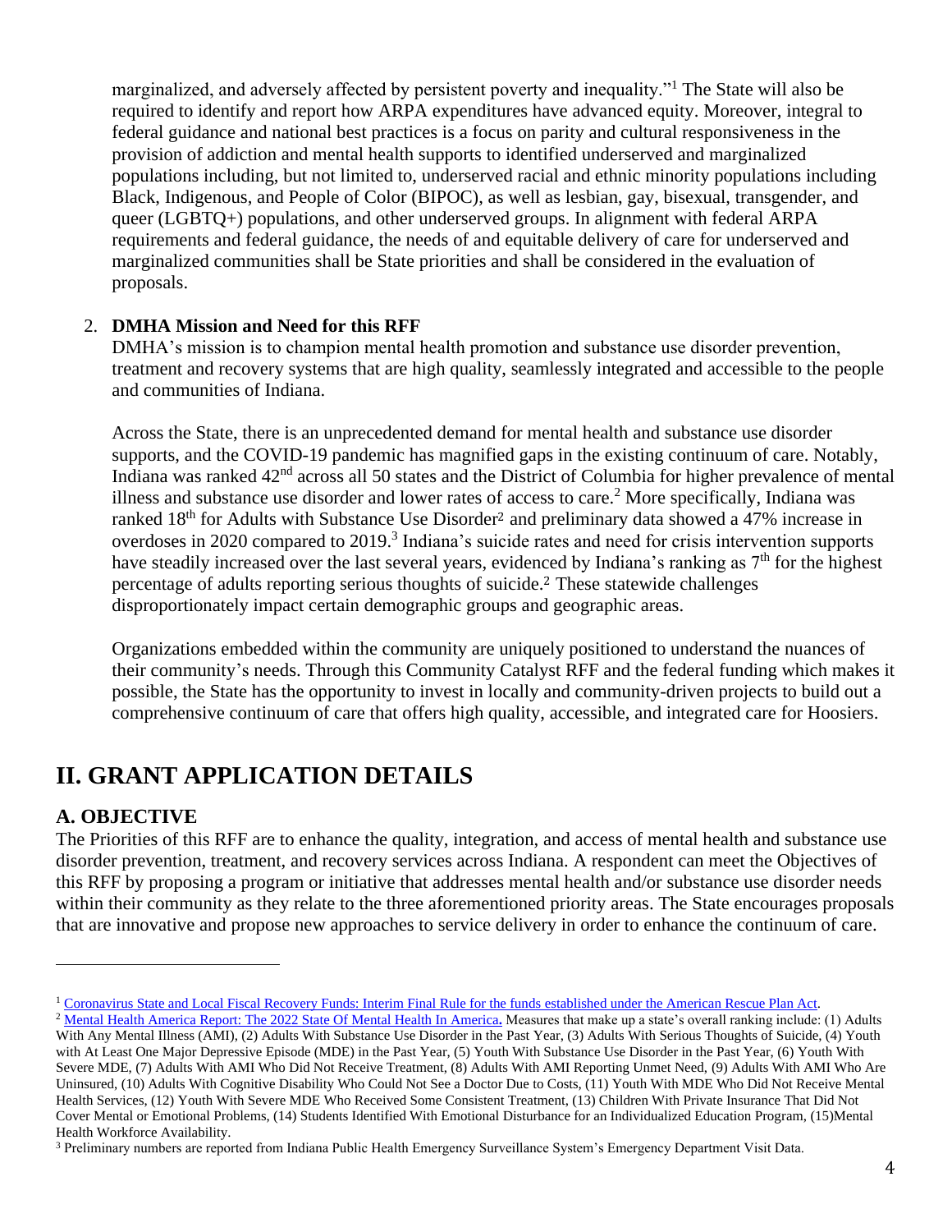marginalized, and adversely affected by persistent poverty and inequality."[1] The State will also be required to identify and report how ARPA expenditures have advanced equity. Moreover, integral to federal guidance and national best practices is a focus on parity and cultural responsiveness in the provision of addiction and mental health supports to identified underserved and marginalized populations including, but not limited to, underserved racial and ethnic minority populations including Black, Indigenous, and People of Color (BIPOC), as well as lesbian, gay, bisexual, transgender, and queer (LGBTQ+) populations, and other underserved groups. In alignment with federal ARPA requirements and federal guidance, the needs of and equitable delivery of care for underserved and marginalized communities shall be State priorities and shall be considered in the evaluation of proposals.

2. **DMHA Mission and Need for this RFF**

   DMHA's mission is to champion mental health promotion and substance use disorder prevention, treatment and recovery systems that are high quality, seamlessly integrated and accessible to the people and communities of Indiana.

   Across the State, there is an unprecedented demand for mental health and substance use disorder supports, and the COVID-19 pandemic has magnified gaps in the existing continuum of care. Notably, Indiana was ranked 42nd across all 50 states and the District of Columbia for higher prevalence of mental illness and substance use disorder and lower rates of access to care.[2] More specifically, Indiana was ranked 18th for Adults with Substance Use Disorder[2] and preliminary data showed a 47% increase in overdoses in 2020 compared to 2019.[3] Indiana's suicide rates and need for crisis intervention supports have steadily increased over the last several years, evidenced by Indiana's ranking as 7th for the highest percentage of adults reporting serious thoughts of suicide.[2] These statewide challenges disproportionately impact certain demographic groups and geographic areas.

   Organizations embedded within the community are uniquely positioned to understand the nuances of their community's needs. Through this Community Catalyst RFF and the federal funding which makes it possible, the State has the opportunity to invest in locally and community-driven projects to build out a comprehensive continuum of care that offers high quality, accessible, and integrated care for Hoosiers.

# II. GRANT APPLICATION DETAILS

## A. OBJECTIVE

The Priorities of this RFF are to enhance the quality, integration, and access of mental health and substance use disorder prevention, treatment, and recovery services across Indiana. A respondent can meet the Objectives of this RFF by proposing a program or initiative that addresses mental health and/or substance use disorder needs within their community as they relate to the three aforementioned priority areas. The State encourages proposals that are innovative and propose new approaches to service delivery in order to enhance the continuum of care.

---

[1] Coronavirus State and Local Fiscal Recovery Funds: Interim Final Rule for the funds established under the American Rescue Plan Act.

[2] Mental Health America Report: The 2022 State Of Mental Health In America. Measures that make up a state's overall ranking include: (1) Adults With Any Mental Illness (AMI), (2) Adults With Substance Use Disorder in the Past Year, (3) Adults With Serious Thoughts of Suicide, (4) Youth with At Least One Major Depressive Episode (MDE) in the Past Year, (5) Youth With Substance Use Disorder in the Past Year, (6) Youth With Severe MDE, (7) Adults With AMI Who Did Not Receive Treatment, (8) Adults With AMI Reporting Unmet Need, (9) Adults With AMI Who Are Uninsured, (10) Adults With Cognitive Disability Who Could Not See a Doctor Due to Costs, (11) Youth With MDE Who Did Not Receive Mental Health Services, (12) Youth With Severe MDE Who Received Some Consistent Treatment, (13) Children With Private Insurance That Did Not Cover Mental or Emotional Problems, (14) Students Identified With Emotional Disturbance for an Individualized Education Program, (15)Mental Health Workforce Availability.

[3] Preliminary numbers are reported from Indiana Public Health Emergency Surveillance System's Emergency Department Visit Data.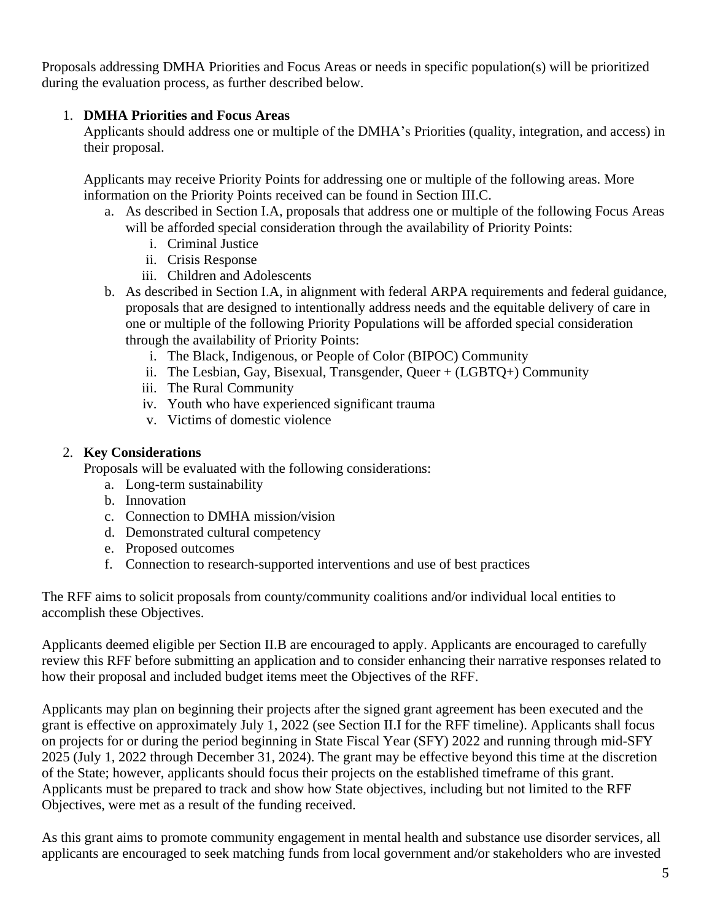Proposals addressing DMHA Priorities and Focus Areas or needs in specific population(s) will be prioritized during the evaluation process, as further described below.

1. **DMHA Priorities and Focus Areas**
   Applicants should address one or multiple of the DMHA's Priorities (quality, integration, and access) in their proposal.

   Applicants may receive Priority Points for addressing one or multiple of the following areas. More information on the Priority Points received can be found in Section III.C.

   a. As described in Section I.A, proposals that address one or multiple of the following Focus Areas will be afforded special consideration through the availability of Priority Points:
      i. Criminal Justice
      ii. Crisis Response
      iii. Children and Adolescents

   b. As described in Section I.A, in alignment with federal ARPA requirements and federal guidance, proposals that are designed to intentionally address needs and the equitable delivery of care in one or multiple of the following Priority Populations will be afforded special consideration through the availability of Priority Points:
      i. The Black, Indigenous, or People of Color (BIPOC) Community
      ii. The Lesbian, Gay, Bisexual, Transgender, Queer + (LGBTQ+) Community
      iii. The Rural Community
      iv. Youth who have experienced significant trauma
      v. Victims of domestic violence

2. **Key Considerations**
   Proposals will be evaluated with the following considerations:
   a. Long-term sustainability
   b. Innovation
   c. Connection to DMHA mission/vision
   d. Demonstrated cultural competency
   e. Proposed outcomes
   f. Connection to research-supported interventions and use of best practices

The RFF aims to solicit proposals from county/community coalitions and/or individual local entities to accomplish these Objectives.

Applicants deemed eligible per Section II.B are encouraged to apply. Applicants are encouraged to carefully review this RFF before submitting an application and to consider enhancing their narrative responses related to how their proposal and included budget items meet the Objectives of the RFF.

Applicants may plan on beginning their projects after the signed grant agreement has been executed and the grant is effective on approximately July 1, 2022 (see Section II.I for the RFF timeline). Applicants shall focus on projects for or during the period beginning in State Fiscal Year (SFY) 2022 and running through mid-SFY 2025 (July 1, 2022 through December 31, 2024). The grant may be effective beyond this time at the discretion of the State; however, applicants should focus their projects on the established timeframe of this grant. Applicants must be prepared to track and show how State objectives, including but not limited to the RFF Objectives, were met as a result of the funding received.

As this grant aims to promote community engagement in mental health and substance use disorder services, all applicants are encouraged to seek matching funds from local government and/or stakeholders who are invested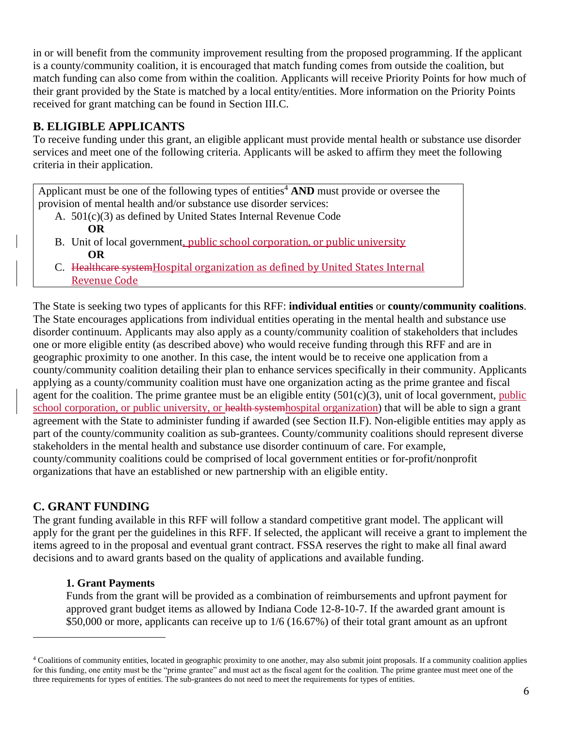in or will benefit from the community improvement resulting from the proposed programming. If the applicant is a county/community coalition, it is encouraged that match funding comes from outside the coalition, but match funding can also come from within the coalition. Applicants will receive Priority Points for how much of their grant provided by the State is matched by a local entity/entities. More information on the Priority Points received for grant matching can be found in Section III.C.

## B. ELIGIBLE APPLICANTS

To receive funding under this grant, an eligible applicant must provide mental health or substance use disorder services and meet one of the following criteria. Applicants will be asked to affirm they meet the following criteria in their application.

> Applicant must be one of the following types of entities[4] **AND** must provide or oversee the provision of mental health and/or substance use disorder services:
>
> A. 501(c)(3) as defined by United States Internal Revenue Code
>
> **OR**
>
> B. Unit of local government, public school corporation, or public university
>
> **OR**
>
> C. ~~Healthcare system~~Hospital organization as defined by United States Internal Revenue Code

The State is seeking two types of applicants for this RFF: **individual entities** or **county/community coalitions**. The State encourages applications from individual entities operating in the mental health and substance use disorder continuum. Applicants may also apply as a county/community coalition of stakeholders that includes one or more eligible entity (as described above) who would receive funding through this RFF and are in geographic proximity to one another. In this case, the intent would be to receive one application from a county/community coalition detailing their plan to enhance services specifically in their community. Applicants applying as a county/community coalition must have one organization acting as the prime grantee and fiscal agent for the coalition. The prime grantee must be an eligible entity (501(c)(3), unit of local government, public school corporation, or public university, or ~~health system~~hospital organization) that will be able to sign a grant agreement with the State to administer funding if awarded (see Section II.F). Non-eligible entities may apply as part of the county/community coalition as sub-grantees. County/community coalitions should represent diverse stakeholders in the mental health and substance use disorder continuum of care. For example, county/community coalitions could be comprised of local government entities or for-profit/nonprofit organizations that have an established or new partnership with an eligible entity.

## C. GRANT FUNDING

The grant funding available in this RFF will follow a standard competitive grant model. The applicant will apply for the grant per the guidelines in this RFF. If selected, the applicant will receive a grant to implement the items agreed to in the proposal and eventual grant contract. FSSA reserves the right to make all final award decisions and to award grants based on the quality of applications and available funding.

### 1. Grant Payments

Funds from the grant will be provided as a combination of reimbursements and upfront payment for approved grant budget items as allowed by Indiana Code 12-8-10-7. If the awarded grant amount is \$50,000 or more, applicants can receive up to 1/6 (16.67%) of their total grant amount as an upfront

---

[4] Coalitions of community entities, located in geographic proximity to one another, may also submit joint proposals. If a community coalition applies for this funding, one entity must be the "prime grantee" and must act as the fiscal agent for the coalition. The prime grantee must meet one of the three requirements for types of entities. The sub-grantees do not need to meet the requirements for types of entities.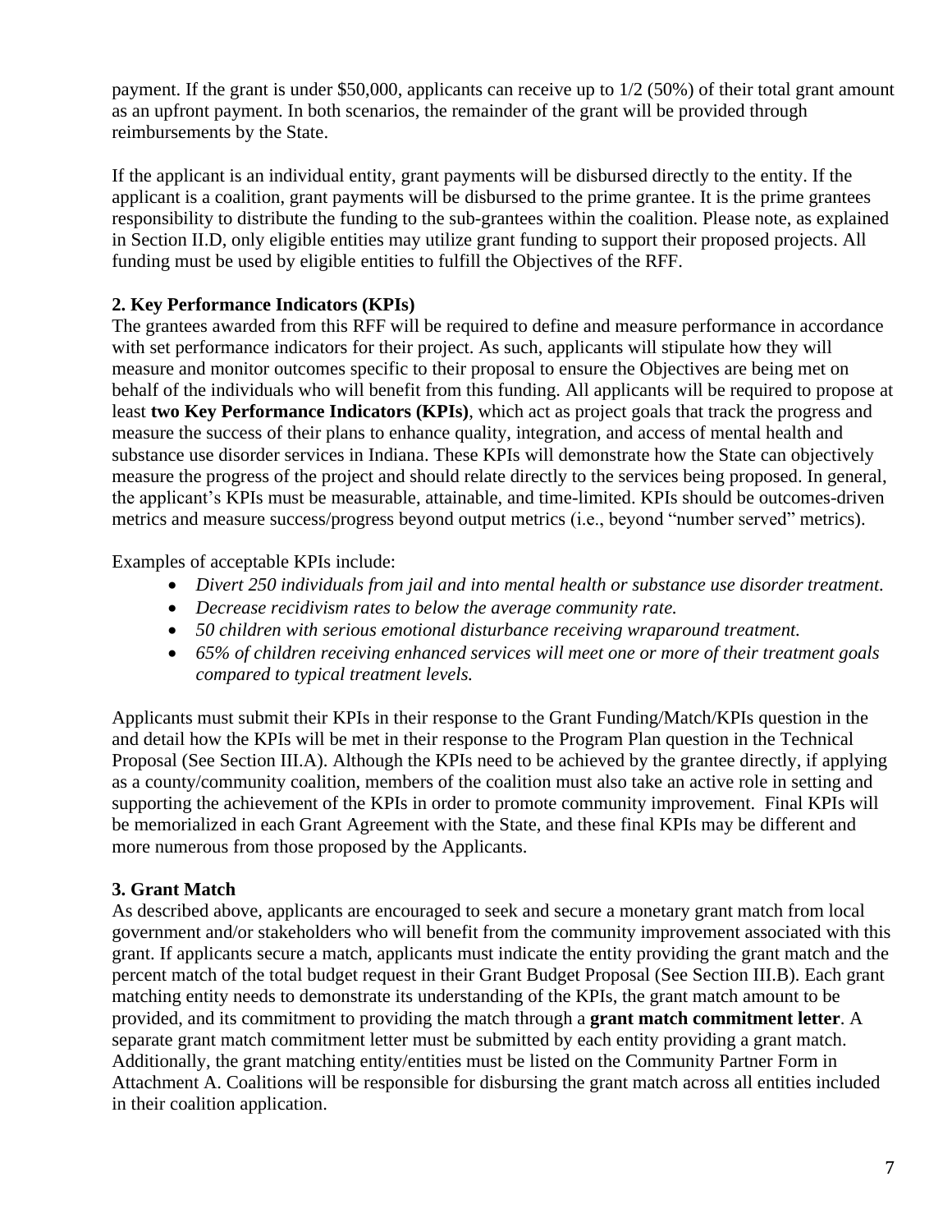payment. If the grant is under $50,000, applicants can receive up to 1/2 (50%) of their total grant amount as an upfront payment. In both scenarios, the remainder of the grant will be provided through reimbursements by the State.

If the applicant is an individual entity, grant payments will be disbursed directly to the entity. If the applicant is a coalition, grant payments will be disbursed to the prime grantee. It is the prime grantees responsibility to distribute the funding to the sub-grantees within the coalition. Please note, as explained in Section II.D, only eligible entities may utilize grant funding to support their proposed projects. All funding must be used by eligible entities to fulfill the Objectives of the RFF.

**2. Key Performance Indicators (KPIs)**

The grantees awarded from this RFF will be required to define and measure performance in accordance with set performance indicators for their project. As such, applicants will stipulate how they will measure and monitor outcomes specific to their proposal to ensure the Objectives are being met on behalf of the individuals who will benefit from this funding. All applicants will be required to propose at least **two Key Performance Indicators (KPIs)**, which act as project goals that track the progress and measure the success of their plans to enhance quality, integration, and access of mental health and substance use disorder services in Indiana. These KPIs will demonstrate how the State can objectively measure the progress of the project and should relate directly to the services being proposed. In general, the applicant's KPIs must be measurable, attainable, and time-limited. KPIs should be outcomes-driven metrics and measure success/progress beyond output metrics (i.e., beyond "number served" metrics).

Examples of acceptable KPIs include:

- *Divert 250 individuals from jail and into mental health or substance use disorder treatment.*
- *Decrease recidivism rates to below the average community rate.*
- *50 children with serious emotional disturbance receiving wraparound treatment.*
- *65% of children receiving enhanced services will meet one or more of their treatment goals compared to typical treatment levels.*

Applicants must submit their KPIs in their response to the Grant Funding/Match/KPIs question in the and detail how the KPIs will be met in their response to the Program Plan question in the Technical Proposal (See Section III.A). Although the KPIs need to be achieved by the grantee directly, if applying as a county/community coalition, members of the coalition must also take an active role in setting and supporting the achievement of the KPIs in order to promote community improvement. Final KPIs will be memorialized in each Grant Agreement with the State, and these final KPIs may be different and more numerous from those proposed by the Applicants.

**3. Grant Match**

As described above, applicants are encouraged to seek and secure a monetary grant match from local government and/or stakeholders who will benefit from the community improvement associated with this grant. If applicants secure a match, applicants must indicate the entity providing the grant match and the percent match of the total budget request in their Grant Budget Proposal (See Section III.B). Each grant matching entity needs to demonstrate its understanding of the KPIs, the grant match amount to be provided, and its commitment to providing the match through a **grant match commitment letter**. A separate grant match commitment letter must be submitted by each entity providing a grant match. Additionally, the grant matching entity/entities must be listed on the Community Partner Form in Attachment A. Coalitions will be responsible for disbursing the grant match across all entities included in their coalition application.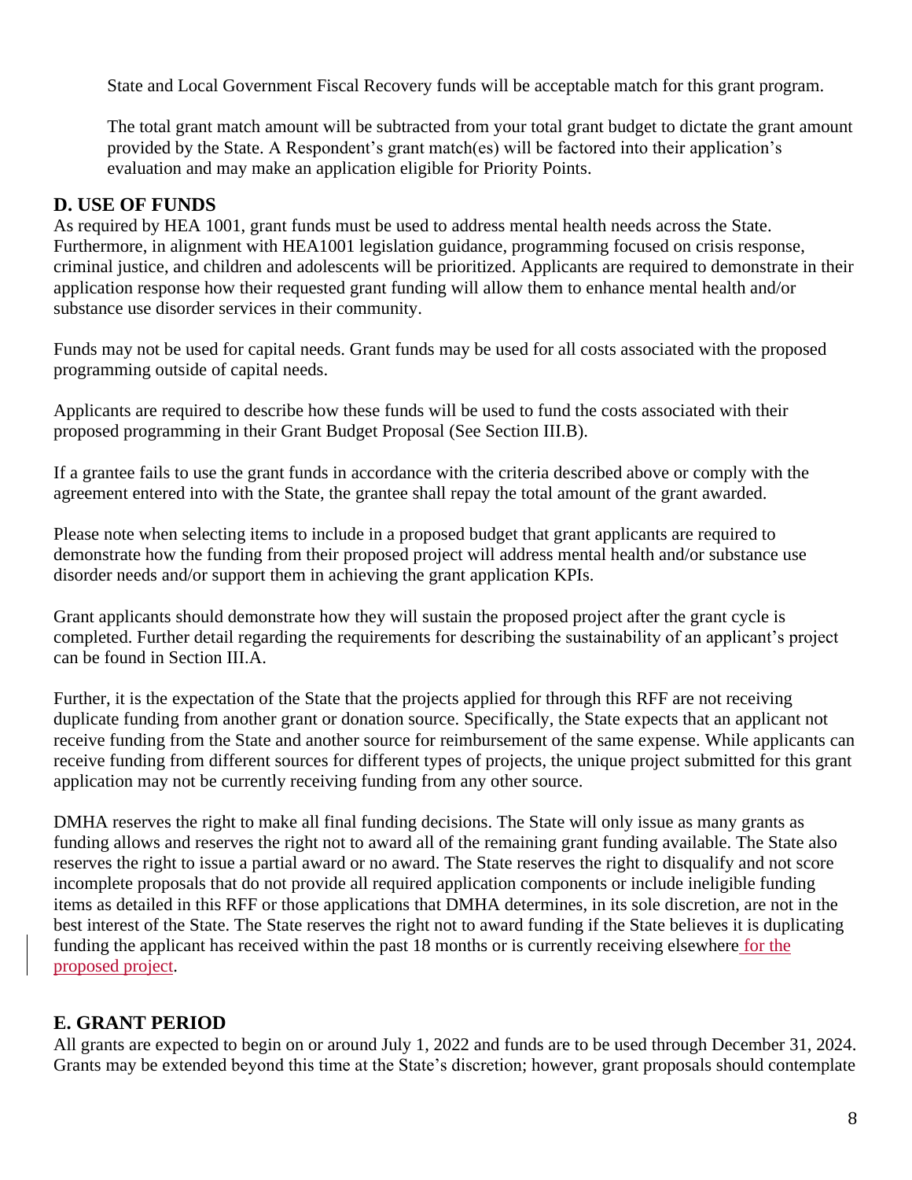State and Local Government Fiscal Recovery funds will be acceptable match for this grant program.

The total grant match amount will be subtracted from your total grant budget to dictate the grant amount provided by the State. A Respondent's grant match(es) will be factored into their application's evaluation and may make an application eligible for Priority Points.

## D. USE OF FUNDS

As required by HEA 1001, grant funds must be used to address mental health needs across the State. Furthermore, in alignment with HEA1001 legislation guidance, programming focused on crisis response, criminal justice, and children and adolescents will be prioritized. Applicants are required to demonstrate in their application response how their requested grant funding will allow them to enhance mental health and/or substance use disorder services in their community.

Funds may not be used for capital needs. Grant funds may be used for all costs associated with the proposed programming outside of capital needs.

Applicants are required to describe how these funds will be used to fund the costs associated with their proposed programming in their Grant Budget Proposal (See Section III.B).

If a grantee fails to use the grant funds in accordance with the criteria described above or comply with the agreement entered into with the State, the grantee shall repay the total amount of the grant awarded.

Please note when selecting items to include in a proposed budget that grant applicants are required to demonstrate how the funding from their proposed project will address mental health and/or substance use disorder needs and/or support them in achieving the grant application KPIs.

Grant applicants should demonstrate how they will sustain the proposed project after the grant cycle is completed. Further detail regarding the requirements for describing the sustainability of an applicant's project can be found in Section III.A.

Further, it is the expectation of the State that the projects applied for through this RFF are not receiving duplicate funding from another grant or donation source. Specifically, the State expects that an applicant not receive funding from the State and another source for reimbursement of the same expense. While applicants can receive funding from different sources for different types of projects, the unique project submitted for this grant application may not be currently receiving funding from any other source.

DMHA reserves the right to make all final funding decisions. The State will only issue as many grants as funding allows and reserves the right not to award all of the remaining grant funding available. The State also reserves the right to issue a partial award or no award. The State reserves the right to disqualify and not score incomplete proposals that do not provide all required application components or include ineligible funding items as detailed in this RFF or those applications that DMHA determines, in its sole discretion, are not in the best interest of the State. The State reserves the right not to award funding if the State believes it is duplicating funding the applicant has received within the past 18 months or is currently receiving elsewhere for the proposed project.

## E. GRANT PERIOD

All grants are expected to begin on or around July 1, 2022 and funds are to be used through December 31, 2024. Grants may be extended beyond this time at the State's discretion; however, grant proposals should contemplate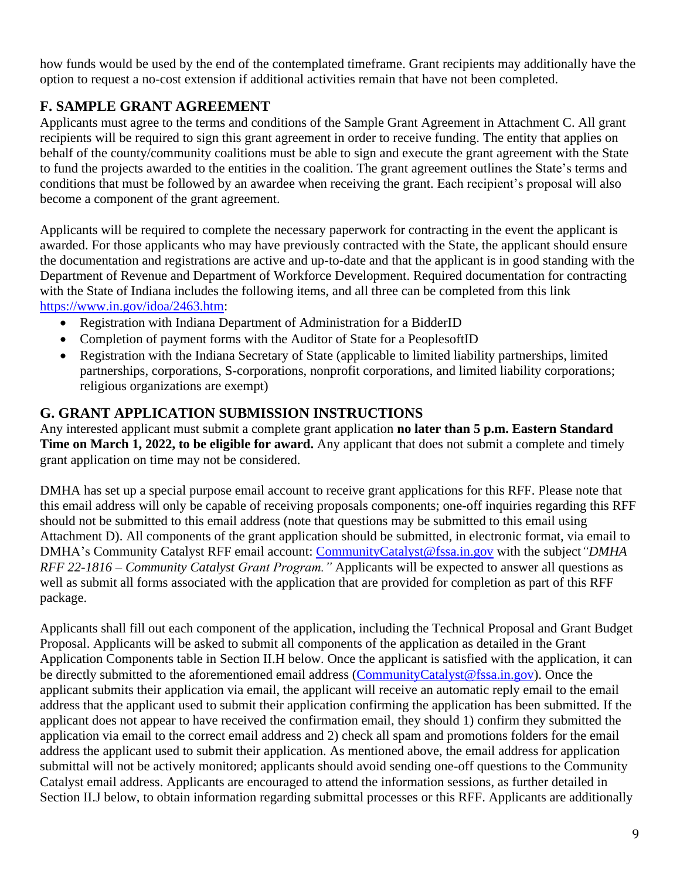how funds would be used by the end of the contemplated timeframe. Grant recipients may additionally have the option to request a no-cost extension if additional activities remain that have not been completed.

## F. SAMPLE GRANT AGREEMENT

Applicants must agree to the terms and conditions of the Sample Grant Agreement in Attachment C. All grant recipients will be required to sign this grant agreement in order to receive funding. The entity that applies on behalf of the county/community coalitions must be able to sign and execute the grant agreement with the State to fund the projects awarded to the entities in the coalition. The grant agreement outlines the State's terms and conditions that must be followed by an awardee when receiving the grant. Each recipient's proposal will also become a component of the grant agreement.

Applicants will be required to complete the necessary paperwork for contracting in the event the applicant is awarded. For those applicants who may have previously contracted with the State, the applicant should ensure the documentation and registrations are active and up-to-date and that the applicant is in good standing with the Department of Revenue and Department of Workforce Development. Required documentation for contracting with the State of Indiana includes the following items, and all three can be completed from this link https://www.in.gov/idoa/2463.htm:

- Registration with Indiana Department of Administration for a BidderID
- Completion of payment forms with the Auditor of State for a PeoplesoftID
- Registration with the Indiana Secretary of State (applicable to limited liability partnerships, limited partnerships, corporations, S-corporations, nonprofit corporations, and limited liability corporations; religious organizations are exempt)

## G. GRANT APPLICATION SUBMISSION INSTRUCTIONS

Any interested applicant must submit a complete grant application **no later than 5 p.m. Eastern Standard Time on March 1, 2022, to be eligible for award.** Any applicant that does not submit a complete and timely grant application on time may not be considered.

DMHA has set up a special purpose email account to receive grant applications for this RFF. Please note that this email address will only be capable of receiving proposals components; one-off inquiries regarding this RFF should not be submitted to this email address (note that questions may be submitted to this email using Attachment D). All components of the grant application should be submitted, in electronic format, via email to DMHA's Community Catalyst RFF email account: CommunityCatalyst@fssa.in.gov with the subject *"DMHA RFF 22-1816 – Community Catalyst Grant Program."* Applicants will be expected to answer all questions as well as submit all forms associated with the application that are provided for completion as part of this RFF package.

Applicants shall fill out each component of the application, including the Technical Proposal and Grant Budget Proposal. Applicants will be asked to submit all components of the application as detailed in the Grant Application Components table in Section II.H below. Once the applicant is satisfied with the application, it can be directly submitted to the aforementioned email address (CommunityCatalyst@fssa.in.gov). Once the applicant submits their application via email, the applicant will receive an automatic reply email to the email address that the applicant used to submit their application confirming the application has been submitted. If the applicant does not appear to have received the confirmation email, they should 1) confirm they submitted the application via email to the correct email address and 2) check all spam and promotions folders for the email address the applicant used to submit their application. As mentioned above, the email address for application submittal will not be actively monitored; applicants should avoid sending one-off questions to the Community Catalyst email address. Applicants are encouraged to attend the information sessions, as further detailed in Section II.J below, to obtain information regarding submittal processes or this RFF. Applicants are additionally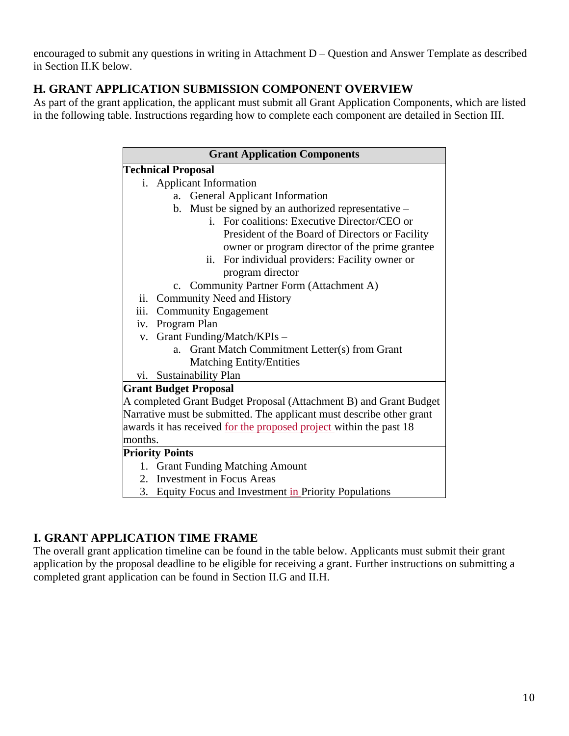encouraged to submit any questions in writing in Attachment D – Question and Answer Template as described in Section II.K below.

## H. GRANT APPLICATION SUBMISSION COMPONENT OVERVIEW

As part of the grant application, the applicant must submit all Grant Application Components, which are listed in the following table. Instructions regarding how to complete each component are detailed in Section III.

| Grant Application Components |
|---|
| **Technical Proposal**<br>i. Applicant Information<br>&nbsp;&nbsp;&nbsp;&nbsp;a. General Applicant Information<br>&nbsp;&nbsp;&nbsp;&nbsp;b. Must be signed by an authorized representative –<br>&nbsp;&nbsp;&nbsp;&nbsp;&nbsp;&nbsp;&nbsp;&nbsp;i. For coalitions: Executive Director/CEO or President of the Board of Directors or Facility owner or program director of the prime grantee<br>&nbsp;&nbsp;&nbsp;&nbsp;&nbsp;&nbsp;&nbsp;&nbsp;ii. For individual providers: Facility owner or program director<br>&nbsp;&nbsp;&nbsp;&nbsp;c. Community Partner Form (Attachment A)<br>ii. Community Need and History<br>iii. Community Engagement<br>iv. Program Plan<br>v. Grant Funding/Match/KPIs –<br>&nbsp;&nbsp;&nbsp;&nbsp;a. Grant Match Commitment Letter(s) from Grant Matching Entity/Entities<br>vi. Sustainability Plan |
| **Grant Budget Proposal**<br>A completed Grant Budget Proposal (Attachment B) and Grant Budget Narrative must be submitted. The applicant must describe other grant awards it has received for the proposed project within the past 18 months. |
| **Priority Points**<br>1. Grant Funding Matching Amount<br>2. Investment in Focus Areas<br>3. Equity Focus and Investment in Priority Populations |

## I. GRANT APPLICATION TIME FRAME

The overall grant application timeline can be found in the table below. Applicants must submit their grant application by the proposal deadline to be eligible for receiving a grant. Further instructions on submitting a completed grant application can be found in Section II.G and II.H.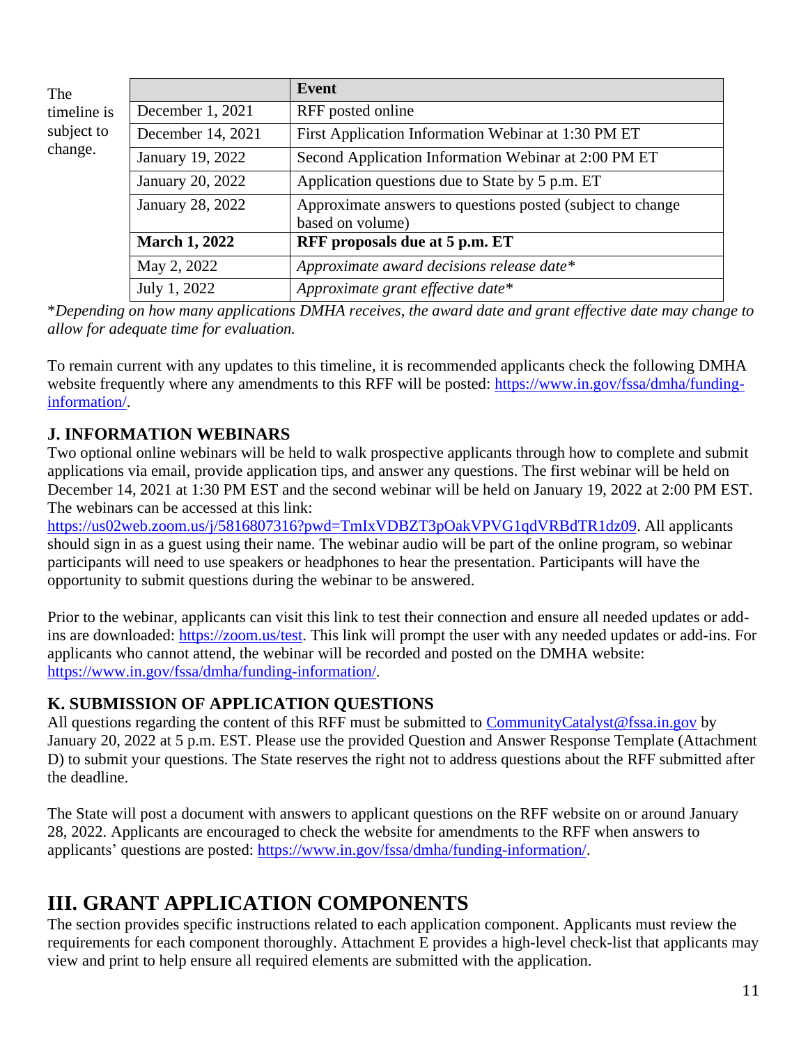The timeline is subject to change.

| | Event |
|---|---|
| December 1, 2021 | RFF posted online |
| December 14, 2021 | First Application Information Webinar at 1:30 PM ET |
| January 19, 2022 | Second Application Information Webinar at 2:00 PM ET |
| January 20, 2022 | Application questions due to State by 5 p.m. ET |
| January 28, 2022 | Approximate answers to questions posted (subject to change based on volume) |
| **March 1, 2022** | **RFF proposals due at 5 p.m. ET** |
| May 2, 2022 | *Approximate award decisions release date** |
| July 1, 2022 | *Approximate grant effective date** |

**Depending on how many applications DMHA receives, the award date and grant effective date may change to allow for adequate time for evaluation.*

To remain current with any updates to this timeline, it is recommended applicants check the following DMHA website frequently where any amendments to this RFF will be posted: https://www.in.gov/fssa/dmha/funding-information/.

### J. INFORMATION WEBINARS

Two optional online webinars will be held to walk prospective applicants through how to complete and submit applications via email, provide application tips, and answer any questions. The first webinar will be held on December 14, 2021 at 1:30 PM EST and the second webinar will be held on January 19, 2022 at 2:00 PM EST. The webinars can be accessed at this link: https://us02web.zoom.us/j/5816807316?pwd=TmIxVDBZT3pOakVPVG1qdVRBdTR1dz09. All applicants should sign in as a guest using their name. The webinar audio will be part of the online program, so webinar participants will need to use speakers or headphones to hear the presentation. Participants will have the opportunity to submit questions during the webinar to be answered.

Prior to the webinar, applicants can visit this link to test their connection and ensure all needed updates or add-ins are downloaded: https://zoom.us/test. This link will prompt the user with any needed updates or add-ins. For applicants who cannot attend, the webinar will be recorded and posted on the DMHA website: https://www.in.gov/fssa/dmha/funding-information/.

### K. SUBMISSION OF APPLICATION QUESTIONS

All questions regarding the content of this RFF must be submitted to CommunityCatalyst@fssa.in.gov by January 20, 2022 at 5 p.m. EST. Please use the provided Question and Answer Response Template (Attachment D) to submit your questions. The State reserves the right not to address questions about the RFF submitted after the deadline.

The State will post a document with answers to applicant questions on the RFF website on or around January 28, 2022. Applicants are encouraged to check the website for amendments to the RFF when answers to applicants' questions are posted: https://www.in.gov/fssa/dmha/funding-information/.

## III. GRANT APPLICATION COMPONENTS

The section provides specific instructions related to each application component. Applicants must review the requirements for each component thoroughly. Attachment E provides a high-level check-list that applicants may view and print to help ensure all required elements are submitted with the application.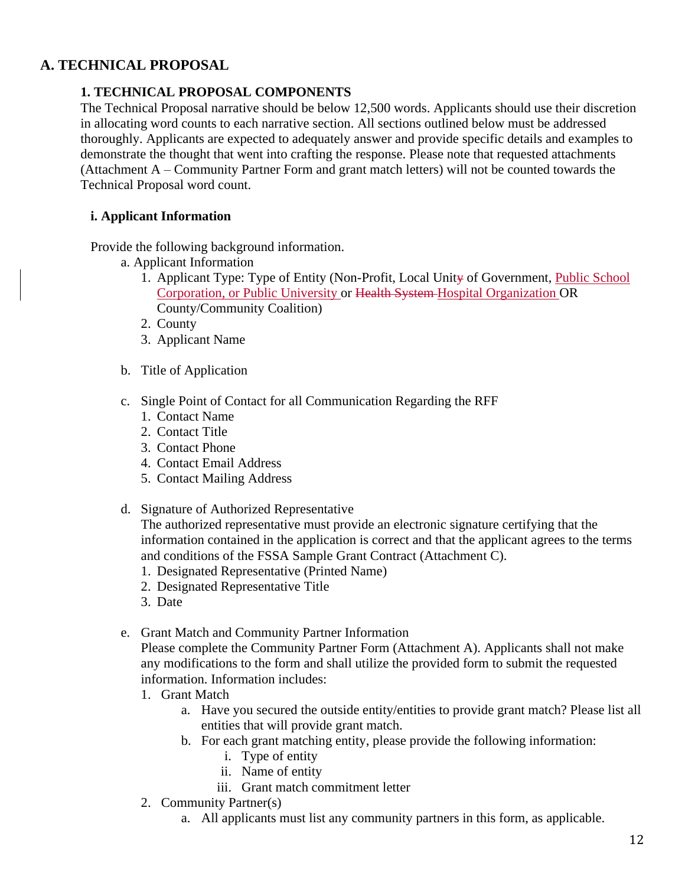# A. TECHNICAL PROPOSAL

## 1. TECHNICAL PROPOSAL COMPONENTS

The Technical Proposal narrative should be below 12,500 words. Applicants should use their discretion in allocating word counts to each narrative section. All sections outlined below must be addressed thoroughly. Applicants are expected to adequately answer and provide specific details and examples to demonstrate the thought that went into crafting the response. Please note that requested attachments (Attachment A – Community Partner Form and grant match letters) will not be counted towards the Technical Proposal word count.

### i. Applicant Information

Provide the following background information.

a. Applicant Information
   1. Applicant Type: Type of Entity (Non-Profit, Local Unity of Government, Public School Corporation, or Public University or Health System Hospital Organization OR County/Community Coalition)
   2. County
   3. Applicant Name

b. Title of Application

c. Single Point of Contact for all Communication Regarding the RFF
   1. Contact Name
   2. Contact Title
   3. Contact Phone
   4. Contact Email Address
   5. Contact Mailing Address

d. Signature of Authorized Representative
   The authorized representative must provide an electronic signature certifying that the information contained in the application is correct and that the applicant agrees to the terms and conditions of the FSSA Sample Grant Contract (Attachment C).
   1. Designated Representative (Printed Name)
   2. Designated Representative Title
   3. Date

e. Grant Match and Community Partner Information
   Please complete the Community Partner Form (Attachment A). Applicants shall not make any modifications to the form and shall utilize the provided form to submit the requested information. Information includes:
   1. Grant Match
      a. Have you secured the outside entity/entities to provide grant match? Please list all entities that will provide grant match.
      b. For each grant matching entity, please provide the following information:
         i. Type of entity
         ii. Name of entity
         iii. Grant match commitment letter
   2. Community Partner(s)
      a. All applicants must list any community partners in this form, as applicable.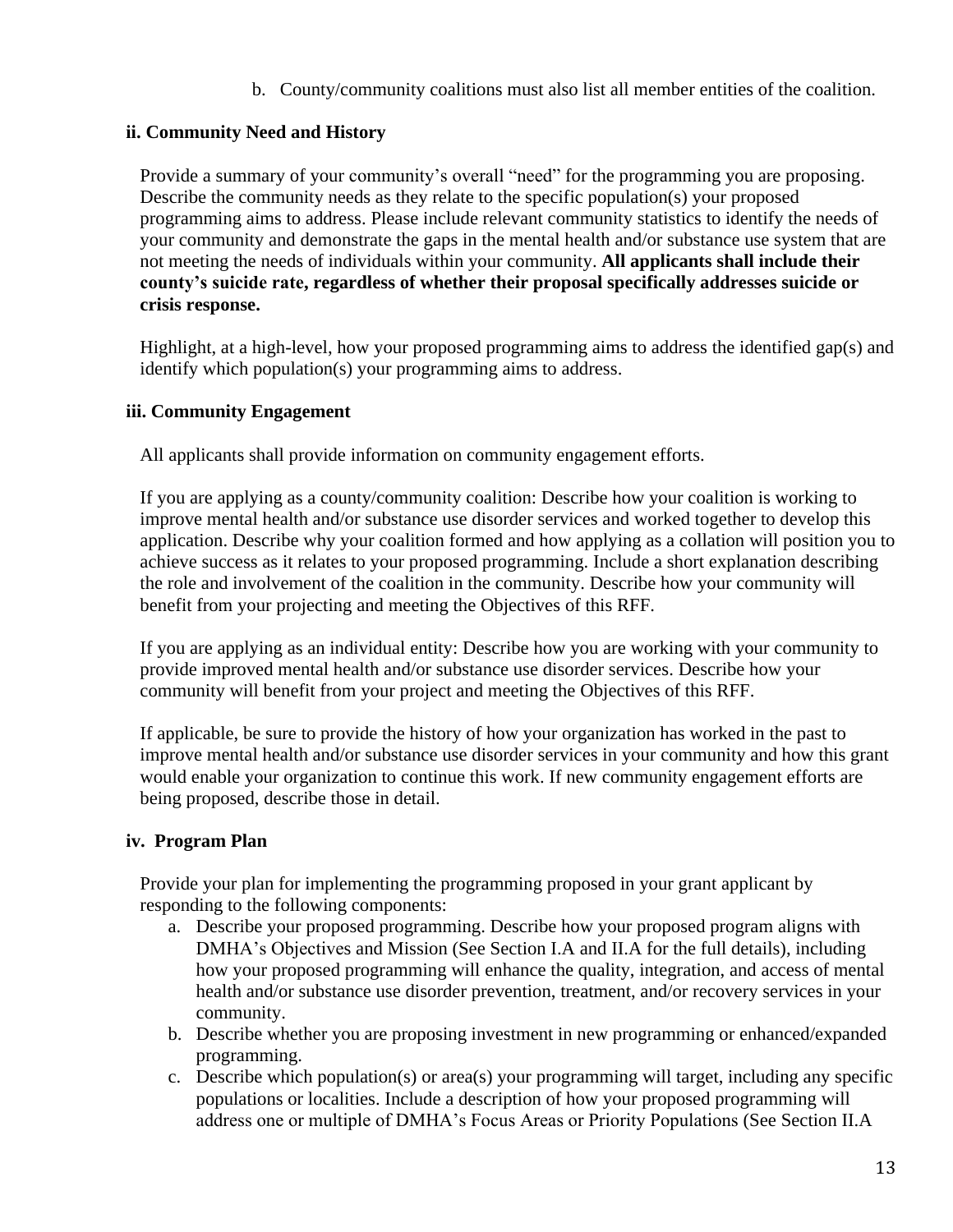b. County/community coalitions must also list all member entities of the coalition.

### ii. Community Need and History

Provide a summary of your community's overall "need" for the programming you are proposing. Describe the community needs as they relate to the specific population(s) your proposed programming aims to address. Please include relevant community statistics to identify the needs of your community and demonstrate the gaps in the mental health and/or substance use system that are not meeting the needs of individuals within your community. **All applicants shall include their county's suicide rate, regardless of whether their proposal specifically addresses suicide or crisis response.**

Highlight, at a high-level, how your proposed programming aims to address the identified gap(s) and identify which population(s) your programming aims to address.

### iii. Community Engagement

All applicants shall provide information on community engagement efforts.

If you are applying as a county/community coalition: Describe how your coalition is working to improve mental health and/or substance use disorder services and worked together to develop this application. Describe why your coalition formed and how applying as a collation will position you to achieve success as it relates to your proposed programming. Include a short explanation describing the role and involvement of the coalition in the community. Describe how your community will benefit from your projecting and meeting the Objectives of this RFF.

If you are applying as an individual entity: Describe how you are working with your community to provide improved mental health and/or substance use disorder services. Describe how your community will benefit from your project and meeting the Objectives of this RFF.

If applicable, be sure to provide the history of how your organization has worked in the past to improve mental health and/or substance use disorder services in your community and how this grant would enable your organization to continue this work. If new community engagement efforts are being proposed, describe those in detail.

### iv. Program Plan

Provide your plan for implementing the programming proposed in your grant applicant by responding to the following components:

a. Describe your proposed programming. Describe how your proposed program aligns with DMHA's Objectives and Mission (See Section I.A and II.A for the full details), including how your proposed programming will enhance the quality, integration, and access of mental health and/or substance use disorder prevention, treatment, and/or recovery services in your community.
b. Describe whether you are proposing investment in new programming or enhanced/expanded programming.
c. Describe which population(s) or area(s) your programming will target, including any specific populations or localities. Include a description of how your proposed programming will address one or multiple of DMHA's Focus Areas or Priority Populations (See Section II.A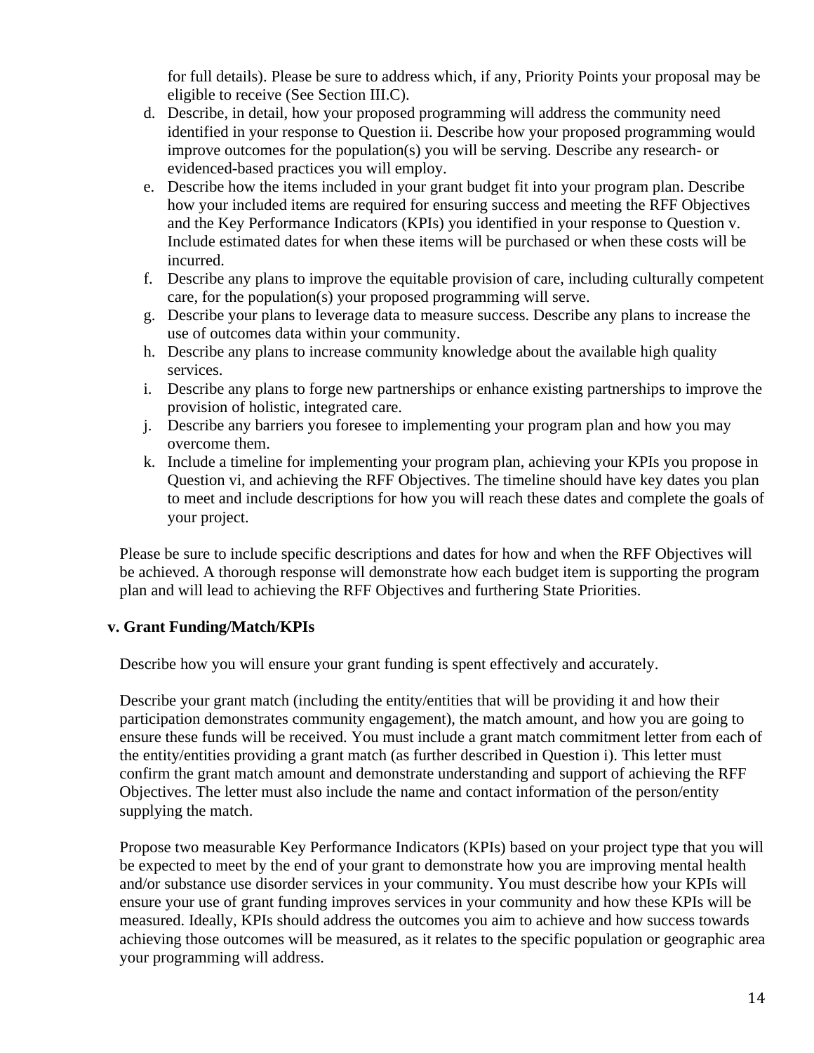for full details). Please be sure to address which, if any, Priority Points your proposal may be eligible to receive (See Section III.C).

d. Describe, in detail, how your proposed programming will address the community need identified in your response to Question ii. Describe how your proposed programming would improve outcomes for the population(s) you will be serving. Describe any research- or evidenced-based practices you will employ.
e. Describe how the items included in your grant budget fit into your program plan. Describe how your included items are required for ensuring success and meeting the RFF Objectives and the Key Performance Indicators (KPIs) you identified in your response to Question v. Include estimated dates for when these items will be purchased or when these costs will be incurred.
f. Describe any plans to improve the equitable provision of care, including culturally competent care, for the population(s) your proposed programming will serve.
g. Describe your plans to leverage data to measure success. Describe any plans to increase the use of outcomes data within your community.
h. Describe any plans to increase community knowledge about the available high quality services.
i. Describe any plans to forge new partnerships or enhance existing partnerships to improve the provision of holistic, integrated care.
j. Describe any barriers you foresee to implementing your program plan and how you may overcome them.
k. Include a timeline for implementing your program plan, achieving your KPIs you propose in Question vi, and achieving the RFF Objectives. The timeline should have key dates you plan to meet and include descriptions for how you will reach these dates and complete the goals of your project.

Please be sure to include specific descriptions and dates for how and when the RFF Objectives will be achieved. A thorough response will demonstrate how each budget item is supporting the program plan and will lead to achieving the RFF Objectives and furthering State Priorities.

**v. Grant Funding/Match/KPIs**

Describe how you will ensure your grant funding is spent effectively and accurately.

Describe your grant match (including the entity/entities that will be providing it and how their participation demonstrates community engagement), the match amount, and how you are going to ensure these funds will be received. You must include a grant match commitment letter from each of the entity/entities providing a grant match (as further described in Question i). This letter must confirm the grant match amount and demonstrate understanding and support of achieving the RFF Objectives. The letter must also include the name and contact information of the person/entity supplying the match.

Propose two measurable Key Performance Indicators (KPIs) based on your project type that you will be expected to meet by the end of your grant to demonstrate how you are improving mental health and/or substance use disorder services in your community. You must describe how your KPIs will ensure your use of grant funding improves services in your community and how these KPIs will be measured. Ideally, KPIs should address the outcomes you aim to achieve and how success towards achieving those outcomes will be measured, as it relates to the specific population or geographic area your programming will address.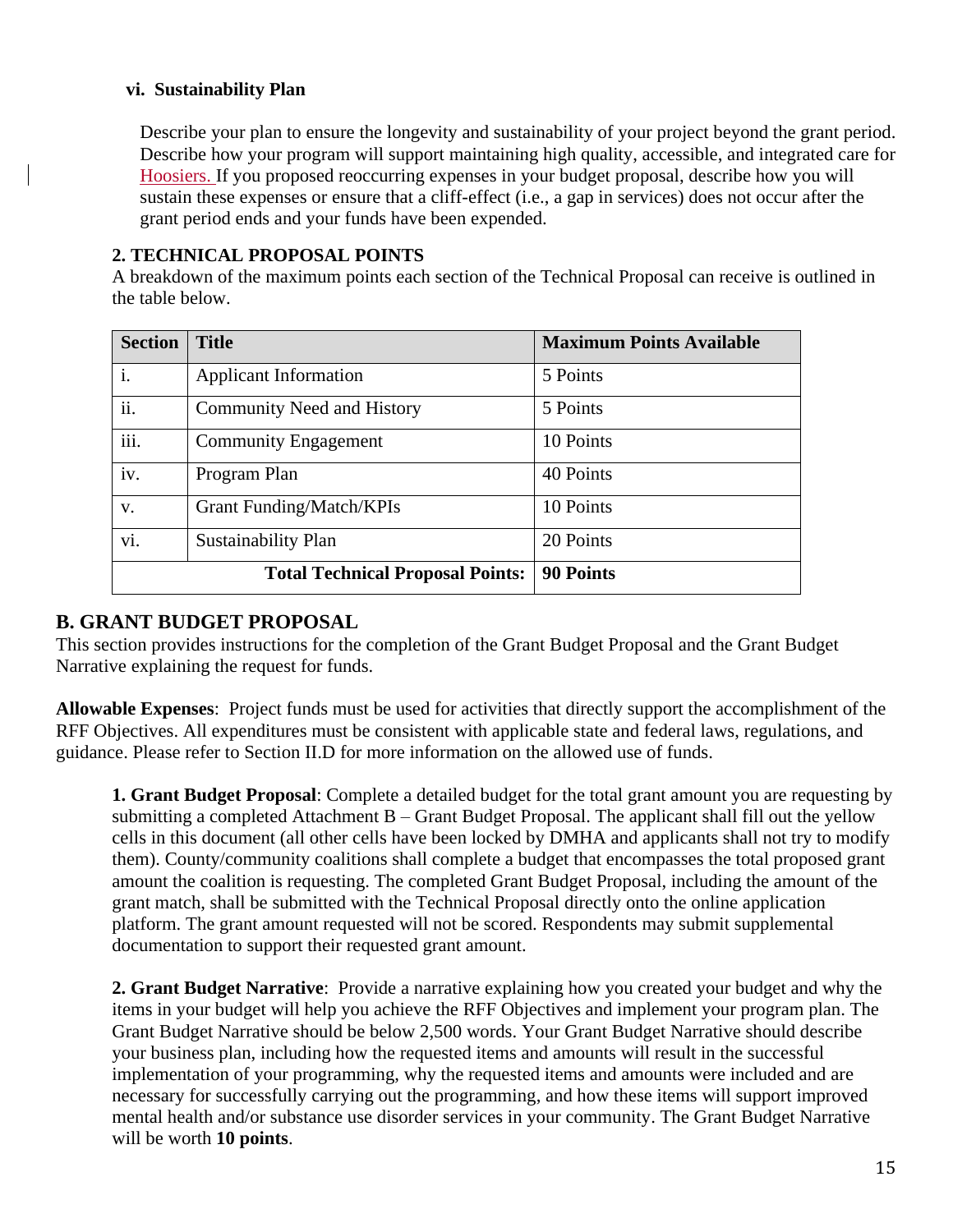### vi. Sustainability Plan

Describe your plan to ensure the longevity and sustainability of your project beyond the grant period. Describe how your program will support maintaining high quality, accessible, and integrated care for Hoosiers. If you proposed reoccurring expenses in your budget proposal, describe how you will sustain these expenses or ensure that a cliff-effect (i.e., a gap in services) does not occur after the grant period ends and your funds have been expended.

### 2. TECHNICAL PROPOSAL POINTS

A breakdown of the maximum points each section of the Technical Proposal can receive is outlined in the table below.

| Section | Title | Maximum Points Available |
|---|---|---|
| i. | Applicant Information | 5 Points |
| ii. | Community Need and History | 5 Points |
| iii. | Community Engagement | 10 Points |
| iv. | Program Plan | 40 Points |
| v. | Grant Funding/Match/KPIs | 10 Points |
| vi. | Sustainability Plan | 20 Points |
| | **Total Technical Proposal Points:** | **90 Points** |

## B. GRANT BUDGET PROPOSAL

This section provides instructions for the completion of the Grant Budget Proposal and the Grant Budget Narrative explaining the request for funds.

**Allowable Expenses**: Project funds must be used for activities that directly support the accomplishment of the RFF Objectives. All expenditures must be consistent with applicable state and federal laws, regulations, and guidance. Please refer to Section II.D for more information on the allowed use of funds.

**1. Grant Budget Proposal**: Complete a detailed budget for the total grant amount you are requesting by submitting a completed Attachment B – Grant Budget Proposal. The applicant shall fill out the yellow cells in this document (all other cells have been locked by DMHA and applicants shall not try to modify them). County/community coalitions shall complete a budget that encompasses the total proposed grant amount the coalition is requesting. The completed Grant Budget Proposal, including the amount of the grant match, shall be submitted with the Technical Proposal directly onto the online application platform. The grant amount requested will not be scored. Respondents may submit supplemental documentation to support their requested grant amount.

**2. Grant Budget Narrative**: Provide a narrative explaining how you created your budget and why the items in your budget will help you achieve the RFF Objectives and implement your program plan. The Grant Budget Narrative should be below 2,500 words. Your Grant Budget Narrative should describe your business plan, including how the requested items and amounts will result in the successful implementation of your programming, why the requested items and amounts were included and are necessary for successfully carrying out the programming, and how these items will support improved mental health and/or substance use disorder services in your community. The Grant Budget Narrative will be worth **10 points**.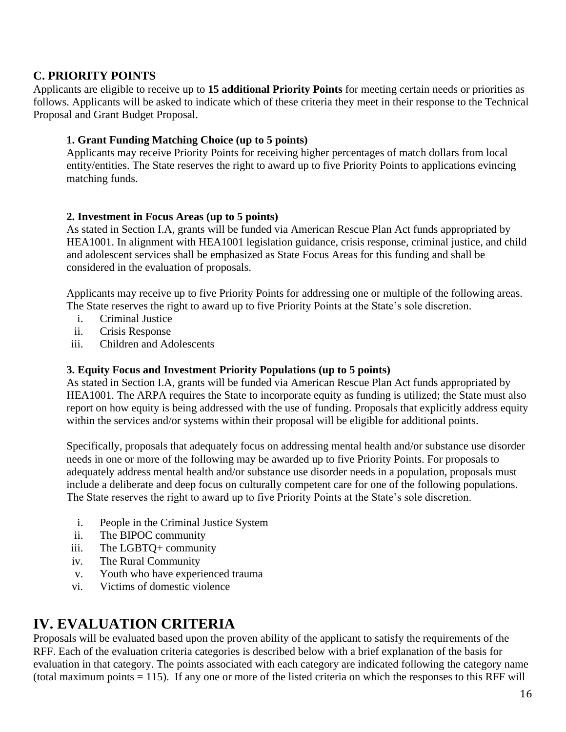## C. PRIORITY POINTS

Applicants are eligible to receive up to **15 additional Priority Points** for meeting certain needs or priorities as follows. Applicants will be asked to indicate which of these criteria they meet in their response to the Technical Proposal and Grant Budget Proposal.

### 1. Grant Funding Matching Choice (up to 5 points)

Applicants may receive Priority Points for receiving higher percentages of match dollars from local entity/entities. The State reserves the right to award up to five Priority Points to applications evincing matching funds.

### 2. Investment in Focus Areas (up to 5 points)

As stated in Section I.A, grants will be funded via American Rescue Plan Act funds appropriated by HEA1001. In alignment with HEA1001 legislation guidance, crisis response, criminal justice, and child and adolescent services shall be emphasized as State Focus Areas for this funding and shall be considered in the evaluation of proposals.

Applicants may receive up to five Priority Points for addressing one or multiple of the following areas. The State reserves the right to award up to five Priority Points at the State's sole discretion.

i. Criminal Justice
ii. Crisis Response
iii. Children and Adolescents

### 3. Equity Focus and Investment Priority Populations (up to 5 points)

As stated in Section I.A, grants will be funded via American Rescue Plan Act funds appropriated by HEA1001. The ARPA requires the State to incorporate equity as funding is utilized; the State must also report on how equity is being addressed with the use of funding. Proposals that explicitly address equity within the services and/or systems within their proposal will be eligible for additional points.

Specifically, proposals that adequately focus on addressing mental health and/or substance use disorder needs in one or more of the following may be awarded up to five Priority Points. For proposals to adequately address mental health and/or substance use disorder needs in a population, proposals must include a deliberate and deep focus on culturally competent care for one of the following populations. The State reserves the right to award up to five Priority Points at the State's sole discretion.

i. People in the Criminal Justice System
ii. The BIPOC community
iii. The LGBTQ+ community
iv. The Rural Community
v. Youth who have experienced trauma
vi. Victims of domestic violence

# IV. EVALUATION CRITERIA

Proposals will be evaluated based upon the proven ability of the applicant to satisfy the requirements of the RFF. Each of the evaluation criteria categories is described below with a brief explanation of the basis for evaluation in that category. The points associated with each category are indicated following the category name (total maximum points = 115). If any one or more of the listed criteria on which the responses to this RFF will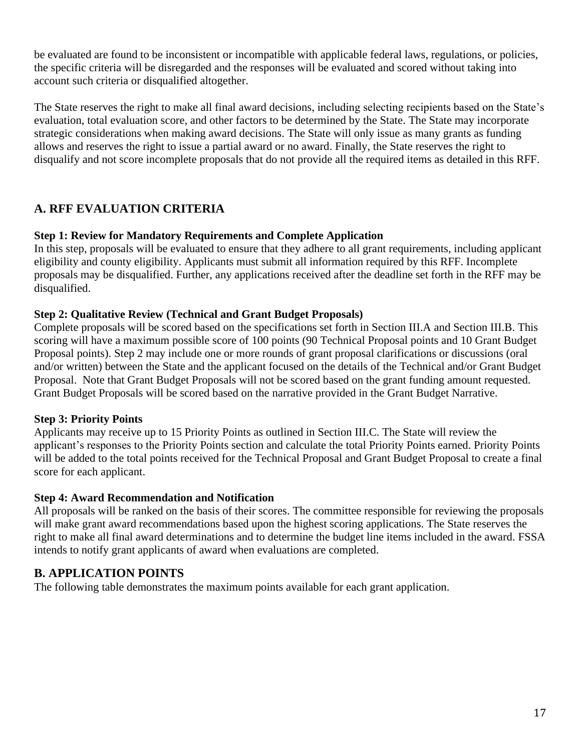be evaluated are found to be inconsistent or incompatible with applicable federal laws, regulations, or policies, the specific criteria will be disregarded and the responses will be evaluated and scored without taking into account such criteria or disqualified altogether.

The State reserves the right to make all final award decisions, including selecting recipients based on the State's evaluation, total evaluation score, and other factors to be determined by the State. The State may incorporate strategic considerations when making award decisions. The State will only issue as many grants as funding allows and reserves the right to issue a partial award or no award. Finally, the State reserves the right to disqualify and not score incomplete proposals that do not provide all the required items as detailed in this RFF.

## A. RFF EVALUATION CRITERIA

**Step 1: Review for Mandatory Requirements and Complete Application**
In this step, proposals will be evaluated to ensure that they adhere to all grant requirements, including applicant eligibility and county eligibility. Applicants must submit all information required by this RFF. Incomplete proposals may be disqualified. Further, any applications received after the deadline set forth in the RFF may be disqualified.

**Step 2: Qualitative Review (Technical and Grant Budget Proposals)**
Complete proposals will be scored based on the specifications set forth in Section III.A and Section III.B. This scoring will have a maximum possible score of 100 points (90 Technical Proposal points and 10 Grant Budget Proposal points). Step 2 may include one or more rounds of grant proposal clarifications or discussions (oral and/or written) between the State and the applicant focused on the details of the Technical and/or Grant Budget Proposal. Note that Grant Budget Proposals will not be scored based on the grant funding amount requested. Grant Budget Proposals will be scored based on the narrative provided in the Grant Budget Narrative.

**Step 3: Priority Points**
Applicants may receive up to 15 Priority Points as outlined in Section III.C. The State will review the applicant's responses to the Priority Points section and calculate the total Priority Points earned. Priority Points will be added to the total points received for the Technical Proposal and Grant Budget Proposal to create a final score for each applicant.

**Step 4: Award Recommendation and Notification**
All proposals will be ranked on the basis of their scores. The committee responsible for reviewing the proposals will make grant award recommendations based upon the highest scoring applications. The State reserves the right to make all final award determinations and to determine the budget line items included in the award. FSSA intends to notify grant applicants of award when evaluations are completed.

## B. APPLICATION POINTS

The following table demonstrates the maximum points available for each grant application.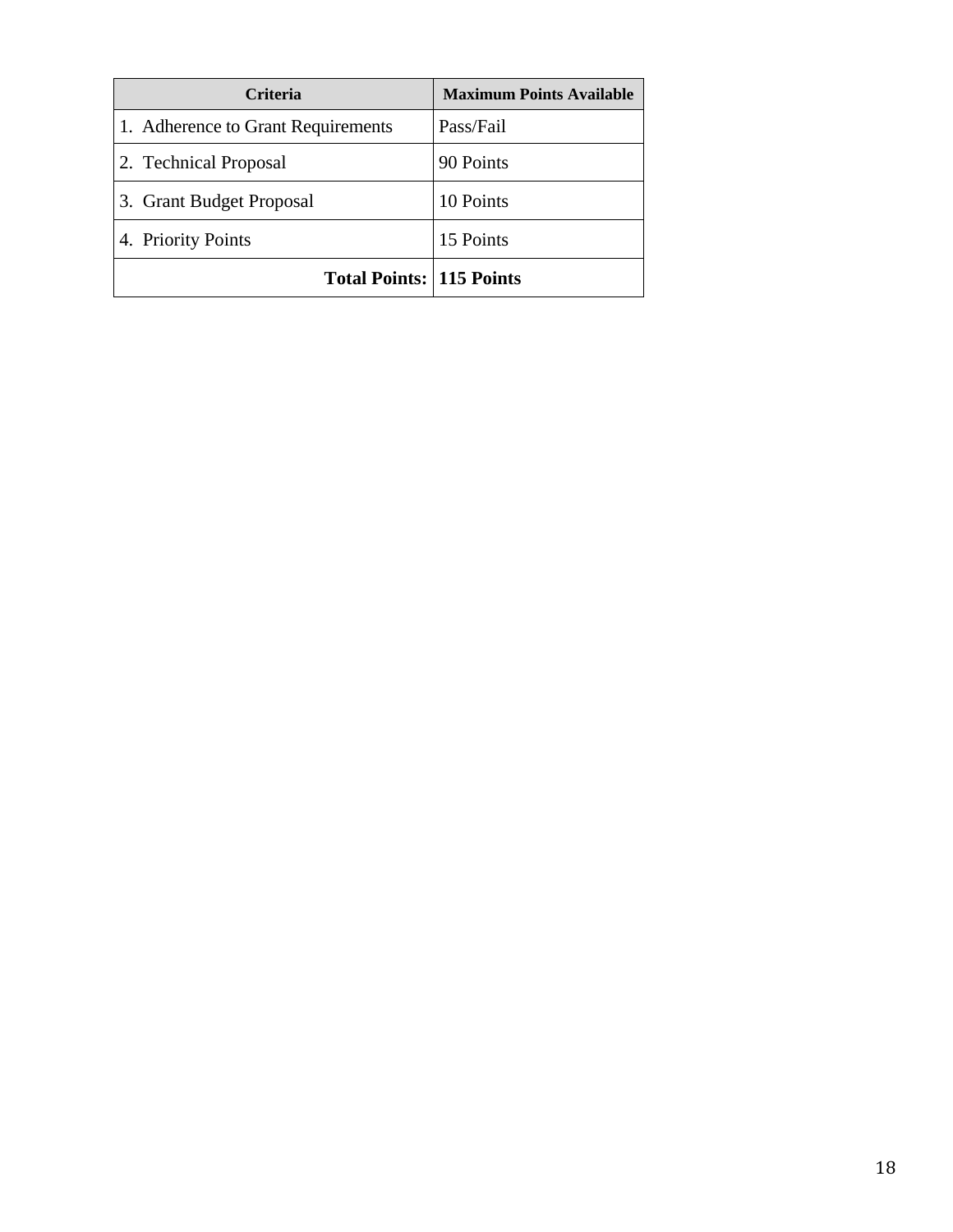| Criteria | Maximum Points Available |
| --- | --- |
| 1. Adherence to Grant Requirements | Pass/Fail |
| 2. Technical Proposal | 90 Points |
| 3. Grant Budget Proposal | 10 Points |
| 4. Priority Points | 15 Points |
| **Total Points:** | **115 Points** |